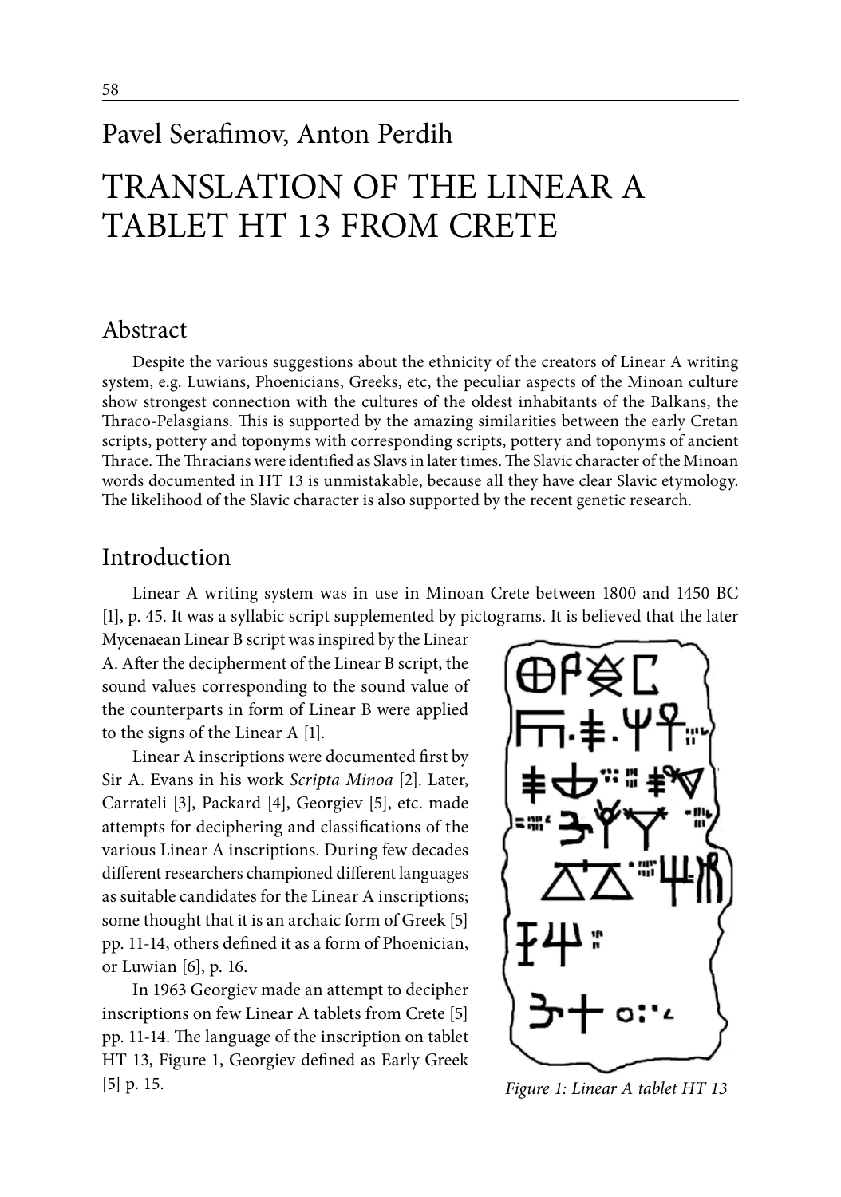Pavel Serafimov, Anton Perdih

# TRANSLATION OF THE LINEAR A TABLET HT 13 FROM CRETE

## Abstract

Despite the various suggestions about the ethnicity of the creators of Linear A writing system, e.g. Luwians, Phoenicians, Greeks, etc, the peculiar aspects of the Minoan culture show strongest connection with the cultures of the oldest inhabitants of the Balkans, the Thraco-Pelasgians. This is supported by the amazing similarities between the early Cretan scripts, pottery and toponyms with corresponding scripts, pottery and toponyms of ancient Thrace. The Thracians were identified as Slavs in later times. The Slavic character of the Minoan words documented in HT 13 is unmistakable, because all they have clear Slavic etymology. The likelihood of the Slavic character is also supported by the recent genetic research.

## Introduction

Linear A writing system was in use in Minoan Crete between 1800 and 1450 BC [1], p. 45. It was a syllabic script supplemented by pictograms. It is believed that the later Mycenaean Linear B script was inspired by the Linear A. After the decipherment of the Linear B script, the sound values corresponding to the sound value of the counterparts in form of Linear B were applied to the signs of the Linear A [1].

Linear A inscriptions were documented first by Sir A. Evans in his work *Scripta Minoa* [2]. Later, Carrateli [3], Packard [4], Georgiev [5], etc. made attempts for deciphering and classifications of the various Linear A inscriptions. During few decades different researchers championed different languages as suitable candidates for the Linear A inscriptions; some thought that it is an archaic form of Greek [5] pp. 11-14, others defined it as a form of Phoenician, or Luwian [6], p. 16.

In 1963 Georgiev made an attempt to decipher inscriptions on few Linear A tablets from Crete [5] pp. 11-14. The language of the inscription on tablet HT 13, Figure 1, Georgiev defined as Early Greek [5] p. 15.

*Figure 1: Linear A tablet HT 13*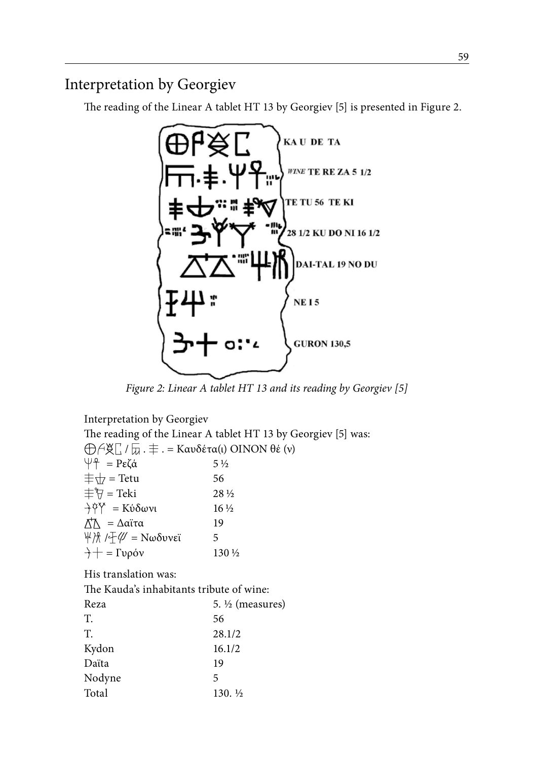## Interpretation by Georgiev

The reading of the Linear A tablet HT 13 by Georgiev [5] is presented in Figure 2.

*Figure 2: Linear A tablet HT 13 and its reading by Georgiev [5]*

Interpretation by Georgiev

The reading of the Linear A tablet HT 13 by Georgiev [5] was:

| | |
|---|---|
| 𐘀𐘁𐘂𐘃 / 𐘄 . 𐘅 . = Καυδέτα(ι) OINON θέ (ν) | |
| 𐘆𐘇 = Ρεζά | 5 ½ |
| 𐘅𐘈 = Tetu | 56 |
| 𐘅𐘉 = Teki | 28 ½ |
| 𐘊𐘋𐘌 = Κύδωνι | 16 ½ |
| 𐘍𐘎 = Δαϊτα | 19 |
| 𐘏𐘐 / 𐘑𐘒 = Νωδυνεϊ | 5 |
| 𐘊𐘓 = Γυρόν | 130 ½ |

His translation was:

The Kauda's inhabitants tribute of wine:

| | |
|---|---|
| Reza | 5. ½ (measures) |
| T. | 56 |
| T. | 28.1/2 |
| Kydon | 16.1/2 |
| Daïta | 19 |
| Nodyne | 5 |
| Total | 130. ½ |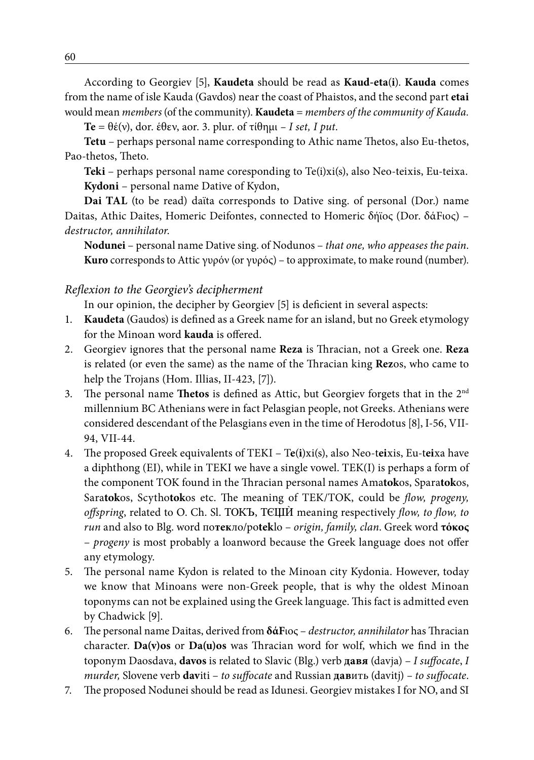According to Georgiev [5], **Kaudeta** should be read as **Kaud-eta(i)**. **Kauda** comes from the name of isle Kauda (Gavdos) near the coast of Phaistos, and the second part **etai** would mean *members* (of the community). **Kaudeta** = *members of the community of Kauda.*

**Te** = θέ(ν), dor. έθεν, aor. 3. plur. of τίθημι – *I set, I put*.

**Tetu** – perhaps personal name corresponding to Athic name Thetos, also Eu-thetos, Pao-thetos, Theto.

**Teki** – perhaps personal name coresponding to Te(i)xi(s), also Neo-teixis, Eu-teixa.

**Kydoni** – personal name Dative of Kydon,

**Dai TAL** (to be read) daïta corresponds to Dative sing. of personal (Dor.) name Daitas, Athic Daites, Homeric Deifontes, connected to Homeric δήϊος (Dor. δάFιος) – *destructor, annihilator.*

**Nodunei** – personal name Dative sing. of Nodunos – *that one, who appeases the pain.*

**Kuro** corresponds to Attic γυρόν (or γυρός) – to approximate, to make round (number).

*Reflexion to the Georgiev's decipherment*

In our opinion, the decipher by Georgiev [5] is deficient in several aspects:

1. **Kaudeta** (Gaudos) is defined as a Greek name for an island, but no Greek etymology for the Minoan word **kauda** is offered.
2. Georgiev ignores that the personal name **Reza** is Thracian, not a Greek one. **Reza** is related (or even the same) as the name of the Thracian king **Rez**os, who came to help the Trojans (Hom. Illias, II-423, [7]).
3. The personal name **Thetos** is defined as Attic, but Georgiev forgets that in the 2nd millennium BC Athenians were in fact Pelasgian people, not Greeks. Athenians were considered descendant of the Pelasgians even in the time of Herodotus [8], I-56, VII-94, VII-44.
4. The proposed Greek equivalents of TEKI – T**e(i)**xi(s), also Neo-t**ei**xis, Eu-t**ei**xa have a diphthong (EI), while in TEKI we have a single vowel. TEK(I) is perhaps a form of the component TOK found in the Thracian personal names Ama**tok**os, Spara**tok**os, Sara**tok**os, Scytho**tok**os etc. The meaning of TEK/TOK, could be *flow, progeny, offspring*, related to O. Ch. Sl. ТОКЪ, ТЄЩЍ meaning respectively *flow, to flow, to run* and also to Blg. word по**тек**ло/po**tek**lo – *origin, family, clan*. Greek word **τόκος** – *progeny* is most probably a loanword because the Greek language does not offer any etymology.
5. The personal name Kydon is related to the Minoan city Kydonia. However, today we know that Minoans were non-Greek people, that is why the oldest Minoan toponyms can not be explained using the Greek language. This fact is admitted even by Chadwick [9].
6. The personal name Daitas, derived from **δάF**ιος – *destructor, annihilator* has Thracian character. **Da(v)os** or **Da(u)os** was Thracian word for wolf, which we find in the toponym Daosdava, **davos** is related to Slavic (Blg.) verb **дав**я (davja) – *I suffocate*, *I murder,* Slovene verb **dav**iti – *to suffocate* and Russian **дав**ить (davitj) – *to suffocate.*
7. The proposed Nodunei should be read as Idunesi. Georgiev mistakes I for NO, and SI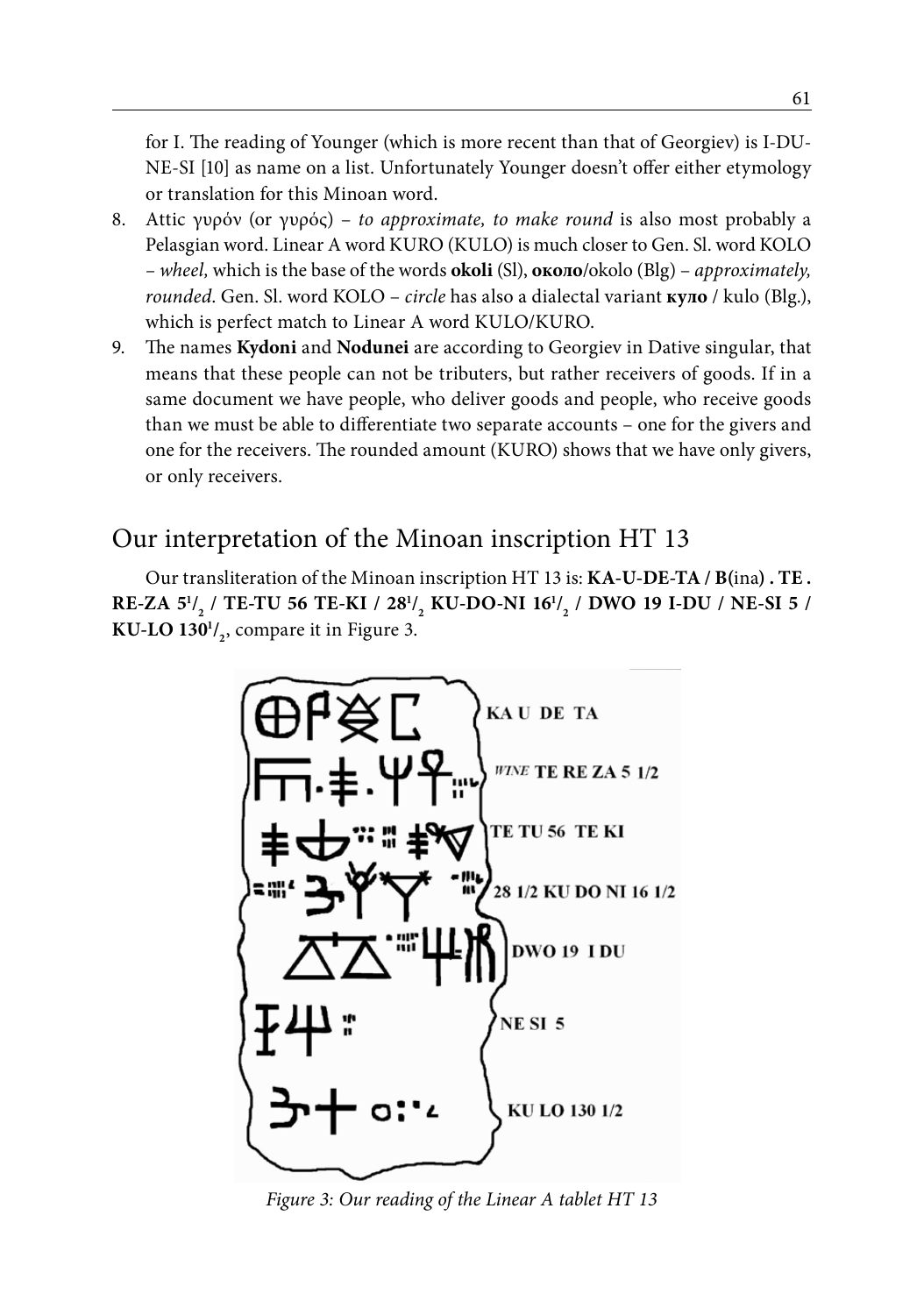for I. The reading of Younger (which is more recent than that of Georgiev) is I-DU-NE-SI [10] as name on a list. Unfortunately Younger doesn't offer either etymology or translation for this Minoan word.

8. Attic γυρόν (or γυρός) – *to approximate, to make round* is also most probably a Pelasgian word. Linear A word KURO (KULO) is much closer to Gen. Sl. word KOLO – *wheel,* which is the base of the words **okoli** (Sl), **около**/okolo (Blg) – *approximately, rounded*. Gen. Sl. word KOLO – *circle* has also a dialectal variant **куло** / kulo (Blg.), which is perfect match to Linear A word KULO/KURO.
9. The names **Kydoni** and **Nodunei** are according to Georgiev in Dative singular, that means that these people can not be tributers, but rather receivers of goods. If in a same document we have people, who deliver goods and people, who receive goods than we must be able to differentiate two separate accounts – one for the givers and one for the receivers. The rounded amount (KURO) shows that we have only givers, or only receivers.

## Our interpretation of the Minoan inscription HT 13

Our transliteration of the Minoan inscription HT 13 is: **KA-U-DE-TA / B(**ina**) . TE . RE-ZA 5$^1/_2$ / TE-TU 56 TE-KI / 28$^1/_2$ KU-DO-NI 16$^1/_2$ / DWO 19 I-DU / NE-SI 5 / KU-LO 130$^1/_2$**, compare it in Figure 3.

KA U DE TA

*WINE* TE RE ZA 5 1/2

TE TU 56 TE KI

28 1/2 KU DO NI 16 1/2

DWO 19 I DU

NE SI 5

KU LO 130 1/2

*Figure 3: Our reading of the Linear A tablet HT 13*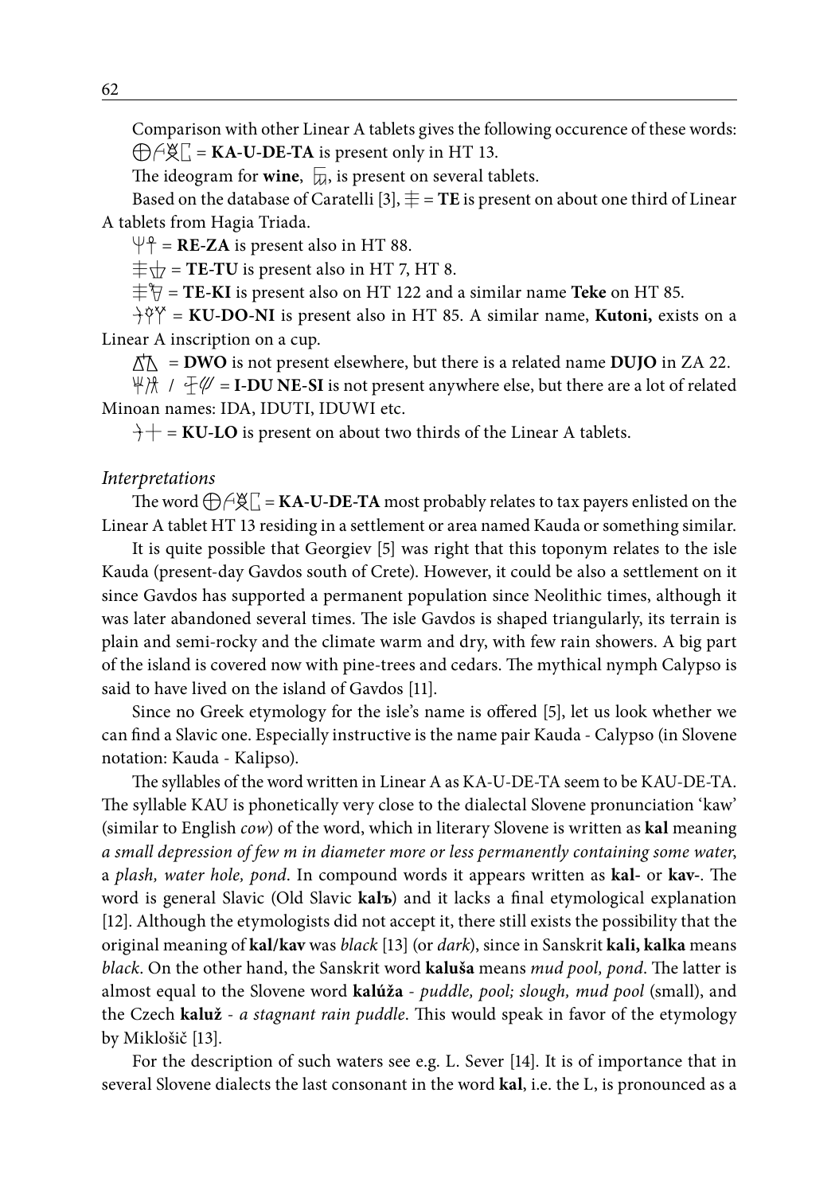Comparison with other Linear A tablets gives the following occurence of these words:

𐘀𐘁𐘂𐘃 = **KA-U-DE-TA** is present only in HT 13.

The ideogram for **wine**, 𐙂, is present on several tablets.

Based on the database of Caratelli [3], ǂ = **TE** is present on about one third of Linear A tablets from Hagia Triada.

ΨՒ = **RE-ZA** is present also in HT 88.

ǂ𐘉 = **TE-TU** is present also in HT 7, HT 8.

ǂ𐘊 = **TE-KI** is present also on HT 122 and a similar name **Teke** on HT 85.

𐘋𐘌𐘍 = **KU-DO-NI** is present also in HT 85. A similar name, **Kutoni,** exists on a Linear A inscription on a cup.

𐘎 = **DWO** is not present elsewhere, but there is a related name **DUJO** in ZA 22.

𐘏𐘐 / 𐘑𐘒 = **I-DU NE-SI** is not present anywhere else, but there are a lot of related Minoan names: IDA, IDUTI, IDUWI etc.

𐘋+ = **KU-LO** is present on about two thirds of the Linear A tablets.

*Interpretations*

The word 𐘀𐘁𐘂𐘃 = **KA-U-DE-TA** most probably relates to tax payers enlisted on the Linear A tablet HT 13 residing in a settlement or area named Kauda or something similar.

It is quite possible that Georgiev [5] was right that this toponym relates to the isle Kauda (present-day Gavdos south of Crete). However, it could be also a settlement on it since Gavdos has supported a permanent population since Neolithic times, although it was later abandoned several times. The isle Gavdos is shaped triangularly, its terrain is plain and semi-rocky and the climate warm and dry, with few rain showers. A big part of the island is covered now with pine-trees and cedars. The mythical nymph Calypso is said to have lived on the island of Gavdos [11].

Since no Greek etymology for the isle's name is offered [5], let us look whether we can find a Slavic one. Especially instructive is the name pair Kauda - Calypso (in Slovene notation: Kauda - Kalipso).

The syllables of the word written in Linear A as KA-U-DE-TA seem to be KAU-DE-TA. The syllable KAU is phonetically very close to the dialectal Slovene pronunciation 'kaw' (similar to English *cow*) of the word, which in literary Slovene is written as **kal** meaning *a small depression of few m in diameter more or less permanently containing some water*, a *plash, water hole, pond*. In compound words it appears written as **kal**- or **kav**-. The word is general Slavic (Old Slavic **kalъ**) and it lacks a final etymological explanation [12]. Although the etymologists did not accept it, there still exists the possibility that the original meaning of **kal/kav** was *black* [13] (or *dark*), since in Sanskrit **kali, kalka** means *black*. On the other hand, the Sanskrit word **kaluša** means *mud pool, pond*. The latter is almost equal to the Slovene word **kalúža** - *puddle, pool; slough, mud pool* (small), and the Czech **kaluž** - *a stagnant rain puddle*. This would speak in favor of the etymology by Miklošič [13].

For the description of such waters see e.g. L. Sever [14]. It is of importance that in several Slovene dialects the last consonant in the word **kal**, i.e. the L, is pronounced as a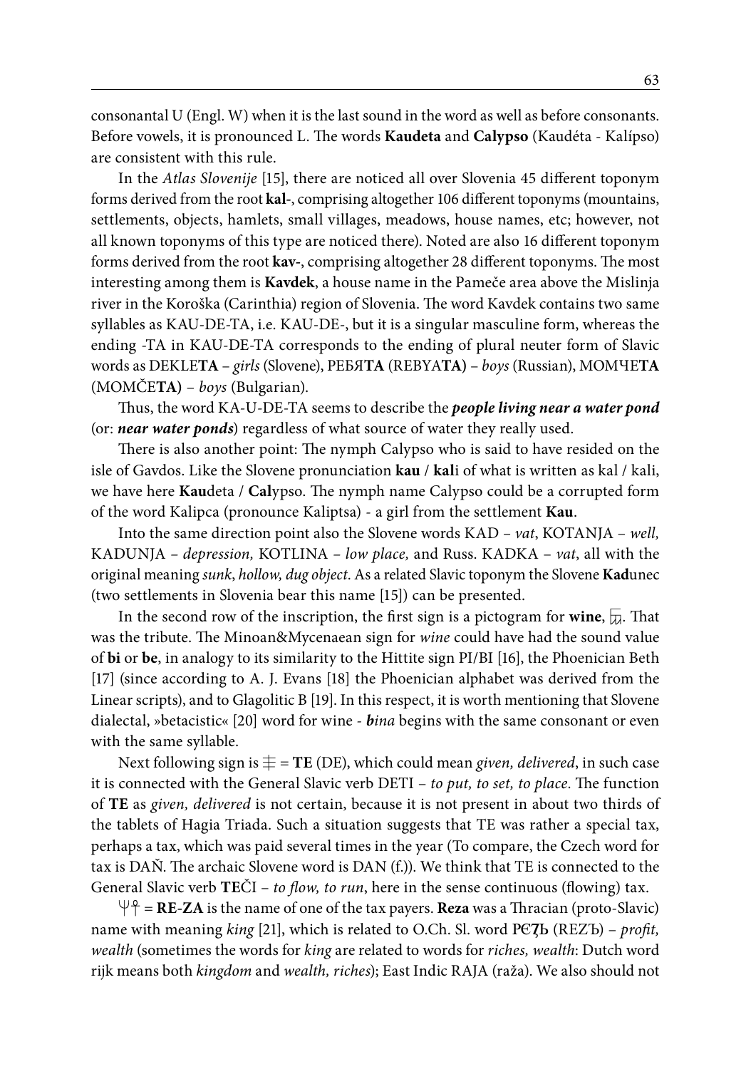consonantal U (Engl. W) when it is the last sound in the word as well as before consonants. Before vowels, it is pronounced L. The words **Kaudeta** and **Calypso** (Kaudéta - Kalípso) are consistent with this rule.

In the *Atlas Slovenije* [15], there are noticed all over Slovenia 45 different toponym forms derived from the root **kal-**, comprising altogether 106 different toponyms (mountains, settlements, objects, hamlets, small villages, meadows, house names, etc; however, not all known toponyms of this type are noticed there). Noted are also 16 different toponym forms derived from the root **kav-**, comprising altogether 28 different toponyms. The most interesting among them is **Kavdek**, a house name in the Pameče area above the Mislinja river in the Koroška (Carinthia) region of Slovenia. The word Kavdek contains two same syllables as KAU-DE-TA, i.e. KAU-DE-, but it is a singular masculine form, whereas the ending -TA in KAU-DE-TA corresponds to the ending of plural neuter form of Slavic words as DEKLE**TA** – *girls* (Slovene), РЕБЯ**ТА** (REBYA**TA**) – *boys* (Russian), МОМЧЕ**ТА** (MOMČE**TA**) – *boys* (Bulgarian).

Thus, the word KA-U-DE-TA seems to describe the ***people living near a water pond*** (or: ***near water ponds***) regardless of what source of water they really used.

There is also another point: The nymph Calypso who is said to have resided on the isle of Gavdos. Like the Slovene pronunciation **kau** / **kal**i of what is written as kal / kali, we have here **Kau**deta / **Cal**ypso. The nymph name Calypso could be a corrupted form of the word Kalipca (pronounce Kaliptsa) - a girl from the settlement **Kau**.

Into the same direction point also the Slovene words KAD – *vat*, KOTANJA – *well,* KADUNJA – *depression,* KOTLINA – *low place,* and Russ. KADKA – *vat*, all with the original meaning *sunk*, *hollow, dug object*. As a related Slavic toponym the Slovene **Kad**unec (two settlements in Slovenia bear this name [15]) can be presented.

In the second row of the inscription, the first sign is a pictogram for **wine**, 𐂖. That was the tribute. The Minoan&Mycenaean sign for *wine* could have had the sound value of **bi** or **be**, in analogy to its similarity to the Hittite sign PI/BI [16], the Phoenician Beth [17] (since according to A. J. Evans [18] the Phoenician alphabet was derived from the Linear scripts), and to Glagolitic B [19]. In this respect, it is worth mentioning that Slovene dialectal, »betacistic« [20] word for wine - ***b**ina* begins with the same consonant or even with the same syllable.

Next following sign is ⋕ = **TE** (DE), which could mean *given, delivered*, in such case it is connected with the General Slavic verb DETI – *to put, to set, to place*. The function of **TE** as *given, delivered* is not certain, because it is not present in about two thirds of the tablets of Hagia Triada. Such a situation suggests that TE was rather a special tax, perhaps a tax, which was paid several times in the year (To compare, the Czech word for tax is DAŇ. The archaic Slovene word is DAN (f.)). We think that TE is connected to the General Slavic verb **TE**ČI – *to flow, to run*, here in the sense continuous (flowing) tax.

ΨϮ = **RE**-**ZA** is the name of one of the tax payers. **Reza** was a Thracian (proto-Slavic) name with meaning *king* [21], which is related to O.Ch. Sl. word **РѢЗЬ** (REZЪ) – *profit, wealth* (sometimes the words for *king* are related to words for *riches, wealth*: Dutch word rijk means both *kingdom* and *wealth, riches*); East Indic RAJA (raža). We also should not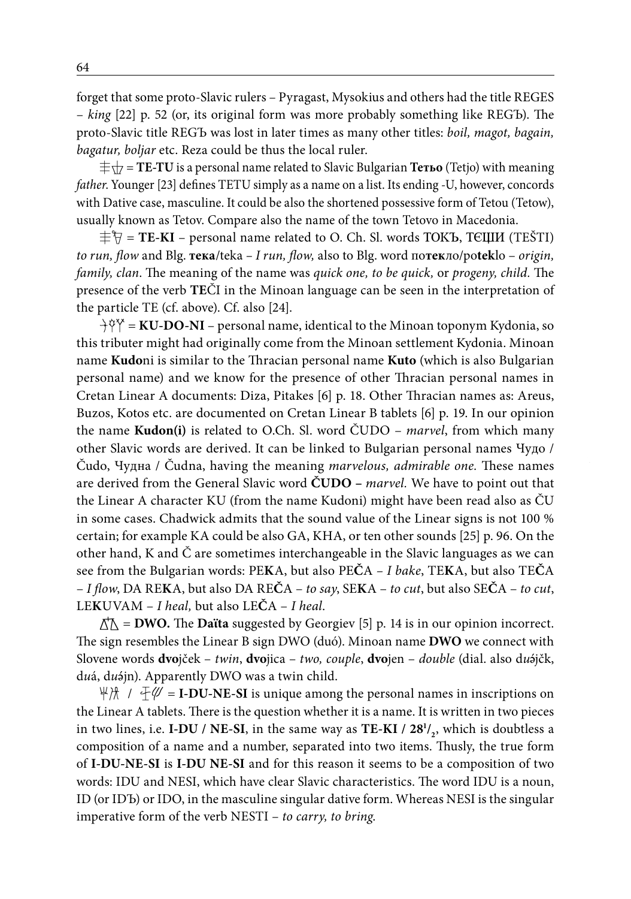forget that some proto-Slavic rulers – Pyragast, Mysokius and others had the title REGES – *king* [22] p. 52 (or, its original form was more probably something like REGЪ). The proto-Slavic title REGЪ was lost in later times as many other titles: *boil, magot, bagain, bagatur, boljar* etc. Reza could be thus the local ruler.

𐘘𐘐 = **TE-TU** is a personal name related to Slavic Bulgarian **Тетьо** (Tetjo) with meaning *father*. Younger [23] defines TETU simply as a name on a list. Its ending -U, however, concords with Dative case, masculine. It could be also the shortened possessive form of Tetou (Tetow), usually known as Tetov. Compare also the name of the town Tetovo in Macedonia.

𐘘𐘇 = **TE-KI** – personal name related to O. Ch. Sl. words ТОКЪ, ТЄЩИ (TEŠTI) *to run, flow* and Blg. **тека**/teka – *I run, flow,* also to Blg. word по**тек**ло/po**tek**lo – *origin, family, clan*. The meaning of the name was *quick one, to be quick,* or *progeny, child*. The presence of the verb **TE**ČI in the Minoan language can be seen in the interpretation of the particle TE (cf. above). Cf. also [24].

𐘊𐘂𐘓 = **KU-DO-NI** – personal name, identical to the Minoan toponym Kydonia, so this tributer might had originally come from the Minoan settlement Kydonia. Minoan name **Kudo**ni is similar to the Thracian personal name **Kuto** (which is also Bulgarian personal name) and we know for the presence of other Thracian personal names in Cretan Linear A documents: Diza, Pitakes [6] p. 18. Other Thracian names as: Areus, Buzos, Kotos etc. are documented on Cretan Linear B tablets [6] p. 19. In our opinion the name **Kudon(i)** is related to O.Ch. Sl. word ČUDO – *marvel*, from which many other Slavic words are derived. It can be linked to Bulgarian personal names Чудо / Čudo, Чудна / Čudna, having the meaning *marvelous, admirable one.* These names are derived from the General Slavic word **ČUDO –** *marvel.* We have to point out that the Linear A character KU (from the name Kudoni) might have been read also as ČU in some cases. Chadwick admits that the sound value of the Linear signs is not 100 % certain; for example KA could be also GA, KHA, or ten other sounds [25] p. 96. On the other hand, K and Č are sometimes interchangeable in the Slavic languages as we can see from the Bulgarian words: PE**K**A, but also PE**Č**A – *I bake*, TE**K**A, but also TE**Č**A – *I flow*, DA RE**K**A, but also DA RE**Č**A – *to say*, SE**K**A – *to cut*, but also SE**Č**A – *to cut*, LE**K**UVAM – *I heal,* but also LE**Č**A – *I heal*.

𐘩 = **DWO.** The **Daïta** suggested by Georgiev [5] p. 14 is in our opinion incorrect. The sign resembles the Linear B sign DWO (duó). Minoan name **DWO** we connect with Slovene words **dvo**jček – *twin*, **dvo**jica – *two, couple*, **dvo**jen – *double* (dial. also d*uə́*jčk, d*u*á, d*uə́*jn). Apparently DWO was a twin child.

𐘁𐘂 / 𐘓𐘗 = **I-DU-NE-SI** is unique among the personal names in inscriptions on the Linear A tablets. There is the question whether it is a name. It is written in two pieces in two lines, i.e. **I-DU / NE-SI**, in the same way as **TE-KI / $28^1/_2$**, which is doubtless a composition of a name and a number, separated into two items. Thusly, the true form of **I-DU-NE-SI** is **I-DU NE-SI** and for this reason it seems to be a composition of two words: IDU and NESI, which have clear Slavic characteristics. The word IDU is a noun, ID (or IDЪ) or IDO, in the masculine singular dative form. Whereas NESI is the singular imperative form of the verb NESTI – *to carry, to bring*.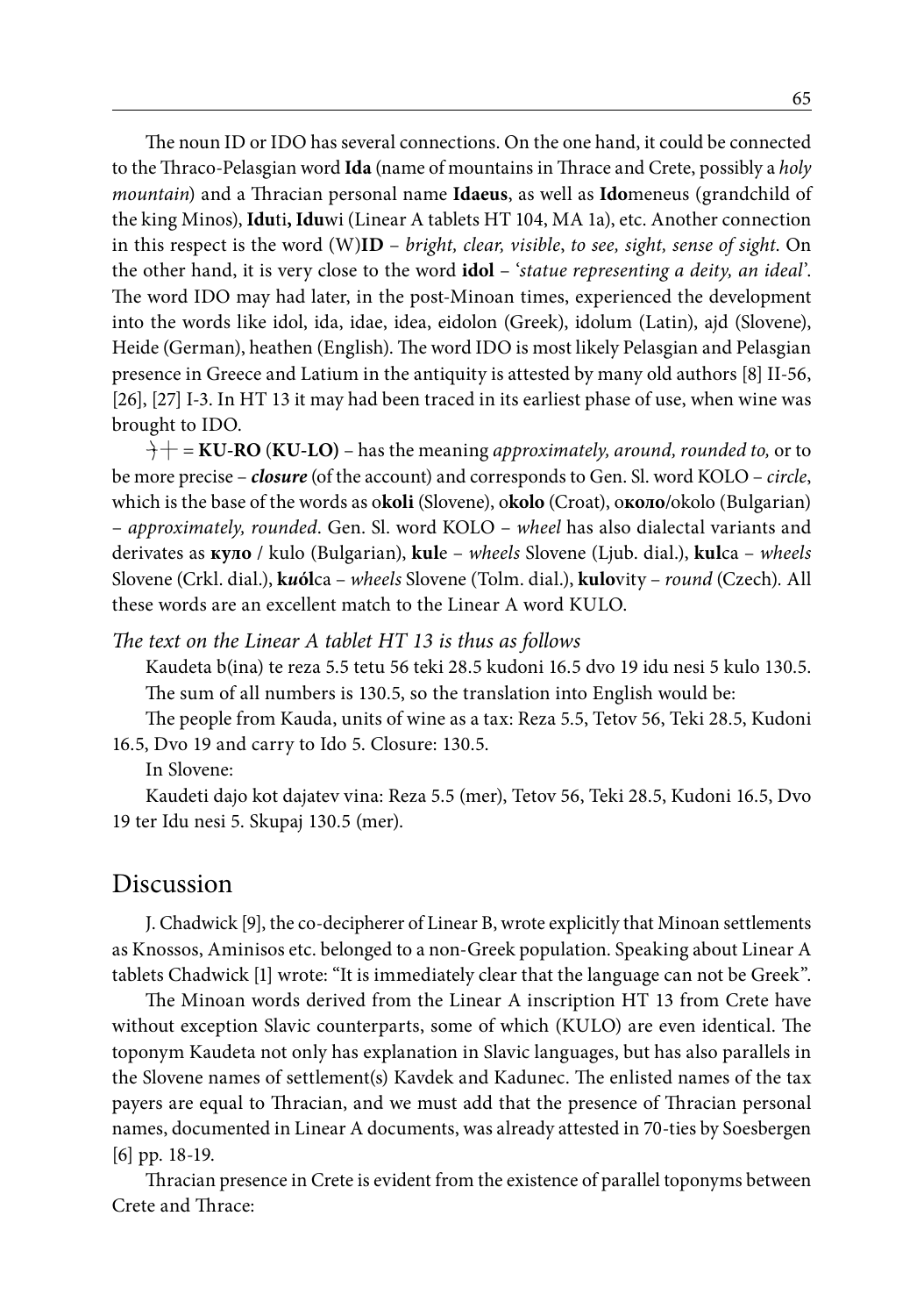The noun ID or IDO has several connections. On the one hand, it could be connected to the Thraco-Pelasgian word **Ida** (name of mountains in Thrace and Crete, possibly a *holy mountain*) and a Thracian personal name **Idaeus**, as well as **Ido**meneus (grandchild of the king Minos), **Idu**ti**, Idu**wi (Linear A tablets HT 104, MA 1a), etc. Another connection in this respect is the word (W)**ID** – *bright, clear, visible, to see, sight, sense of sight*. On the other hand, it is very close to the word **idol** – '*statue representing a deity, an ideal*'. The word IDO may had later, in the post-Minoan times, experienced the development into the words like idol, ida, idae, idea, eidolon (Greek), idolum (Latin), ajd (Slovene), Heide (German), heathen (English). The word IDO is most likely Pelasgian and Pelasgian presence in Greece and Latium in the antiquity is attested by many old authors [8] II-56, [26], [27] I-3. In HT 13 it may had been traced in its earliest phase of use, when wine was brought to IDO.

⼗⼗ = **KU-RO** (**KU-LO)** – has the meaning *approximately, around, rounded to,* or to be more precise – ***closure*** (of the account) and corresponds to Gen. Sl. word KOLO – *circle*, which is the base of the words as o**koli** (Slovene), o**kolo** (Croat), о**коло**/okolo (Bulgarian) – *approximately, rounded*. Gen. Sl. word KOLO – *wheel* has also dialectal variants and derivates as **куло** / kulo (Bulgarian), **kul**e – *wheels* Slovene (Ljub. dial.), **kul**ca – *wheels* Slovene (Crkl. dial.), **kuól**ca – *wheels* Slovene (Tolm. dial.), **kulo**vity – *round* (Czech). All these words are an excellent match to the Linear A word KULO.

*The text on the Linear A tablet HT 13 is thus as follows*

Kaudeta b(ina) te reza 5.5 tetu 56 teki 28.5 kudoni 16.5 dvo 19 idu nesi 5 kulo 130.5.

The sum of all numbers is 130.5, so the translation into English would be:

The people from Kauda, units of wine as a tax: Reza 5.5, Tetov 56, Teki 28.5, Kudoni 16.5, Dvo 19 and carry to Ido 5. Closure: 130.5.

In Slovene:

Kaudeti dajo kot dajatev vina: Reza 5.5 (mer), Tetov 56, Teki 28.5, Kudoni 16.5, Dvo 19 ter Idu nesi 5. Skupaj 130.5 (mer).

## Discussion

J. Chadwick [9], the co-decipherer of Linear B, wrote explicitly that Minoan settlements as Knossos, Aminisos etc. belonged to a non-Greek population. Speaking about Linear A tablets Chadwick [1] wrote: "It is immediately clear that the language can not be Greek".

The Minoan words derived from the Linear A inscription HT 13 from Crete have without exception Slavic counterparts, some of which (KULO) are even identical. The toponym Kaudeta not only has explanation in Slavic languages, but has also parallels in the Slovene names of settlement(s) Kavdek and Kadunec. The enlisted names of the tax payers are equal to Thracian, and we must add that the presence of Thracian personal names, documented in Linear A documents, was already attested in 70-ties by Soesbergen [6] pp. 18-19.

Thracian presence in Crete is evident from the existence of parallel toponyms between Crete and Thrace: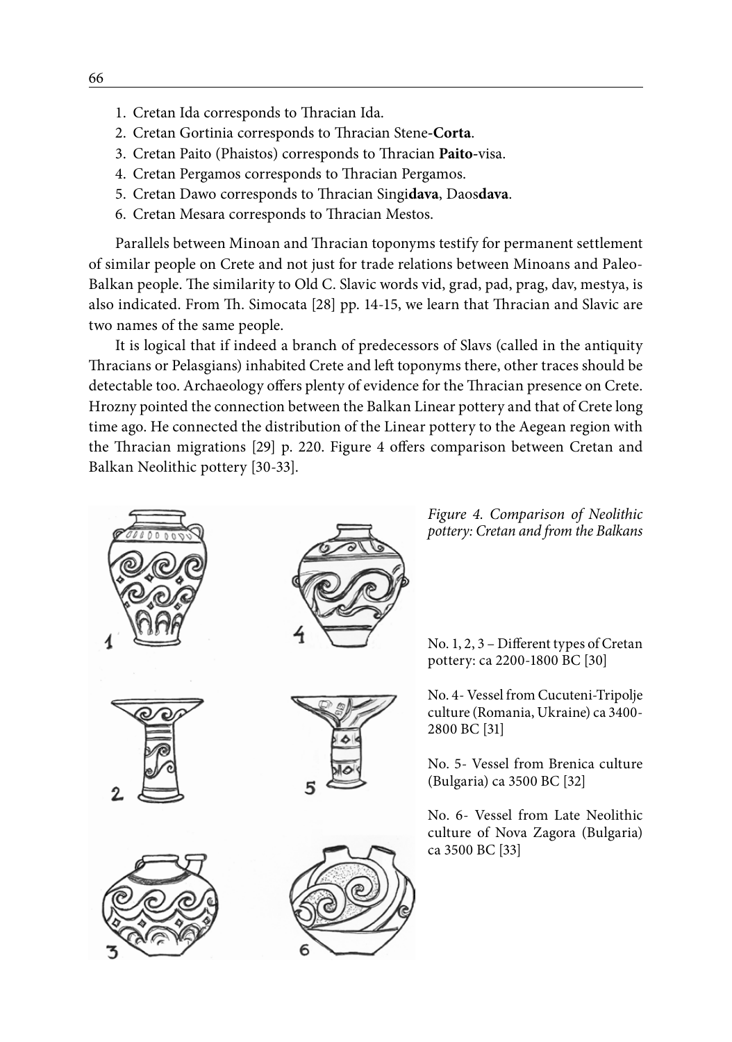1. Cretan Ida corresponds to Thracian Ida.
2. Cretan Gortinia corresponds to Thracian Stene-**Corta**.
3. Cretan Paito (Phaistos) corresponds to Thracian **Paito**-visa.
4. Cretan Pergamos corresponds to Thracian Pergamos.
5. Cretan Dawo corresponds to Thracian Singi**dava**, Daos**dava**.
6. Cretan Mesara corresponds to Thracian Mestos.

Parallels between Minoan and Thracian toponyms testify for permanent settlement of similar people on Crete and not just for trade relations between Minoans and Paleo-Balkan people. The similarity to Old C. Slavic words vid, grad, pad, prag, dav, mestya, is also indicated. From Th. Simocata [28] pp. 14-15, we learn that Thracian and Slavic are two names of the same people.

It is logical that if indeed a branch of predecessors of Slavs (called in the antiquity Thracians or Pelasgians) inhabited Crete and left toponyms there, other traces should be detectable too. Archaeology offers plenty of evidence for the Thracian presence on Crete. Hrozny pointed the connection between the Balkan Linear pottery and that of Crete long time ago. He connected the distribution of the Linear pottery to the Aegean region with the Thracian migrations [29] p. 220. Figure 4 offers comparison between Cretan and Balkan Neolithic pottery [30-33].

*Figure 4. Comparison of Neolithic pottery: Cretan and from the Balkans*

No. 1, 2, 3 – Different types of Cretan pottery: ca 2200-1800 BC [30]

No. 4- Vessel from Cucuteni-Tripolje culture (Romania, Ukraine) ca 3400-2800 BC [31]

No. 5- Vessel from Brenica culture (Bulgaria) ca 3500 BC [32]

No. 6- Vessel from Late Neolithic culture of Nova Zagora (Bulgaria) ca 3500 BC [33]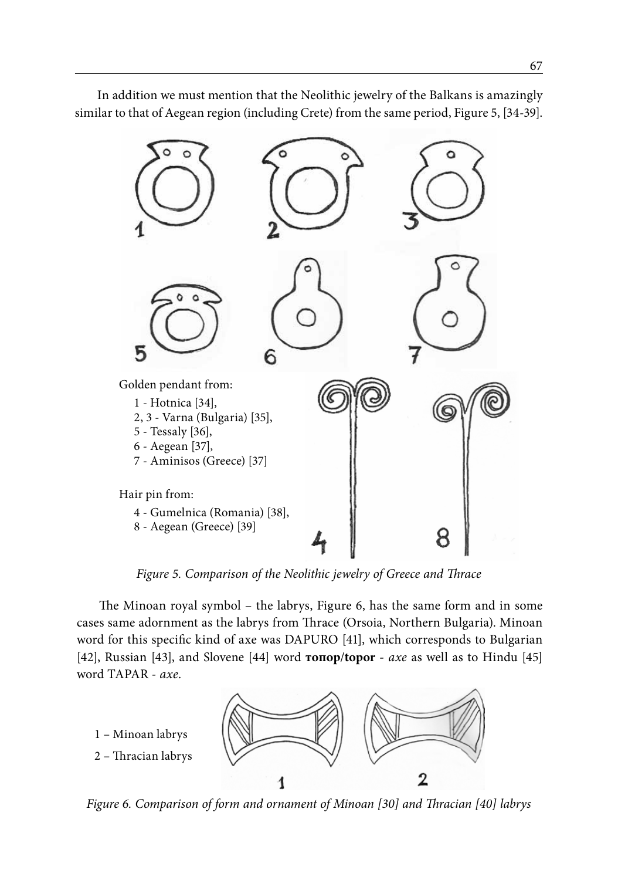In addition we must mention that the Neolithic jewelry of the Balkans is amazingly similar to that of Aegean region (including Crete) from the same period, Figure 5, [34-39].

Golden pendant from:

1 - Hotnica [34],
2, 3 - Varna (Bulgaria) [35],
5 - Tessaly [36],
6 - Aegean [37],
7 - Aminisos (Greece) [37]

Hair pin from:

4 - Gumelnica (Romania) [38],
8 - Aegean (Greece) [39]

*Figure 5. Comparison of the Neolithic jewelry of Greece and Thrace*

The Minoan royal symbol – the labrys, Figure 6, has the same form and in some cases same adornment as the labrys from Thrace (Orsoia, Northern Bulgaria). Minoan word for this specific kind of axe was DAPURO [41], which corresponds to Bulgarian [42], Russian [43], and Slovene [44] word **топор/topor** - *axe* as well as to Hindu [45] word TAPAR - *axe*.

1 – Minoan labrys
2 – Thracian labrys

*Figure 6. Comparison of form and ornament of Minoan [30] and Thracian [40] labrys*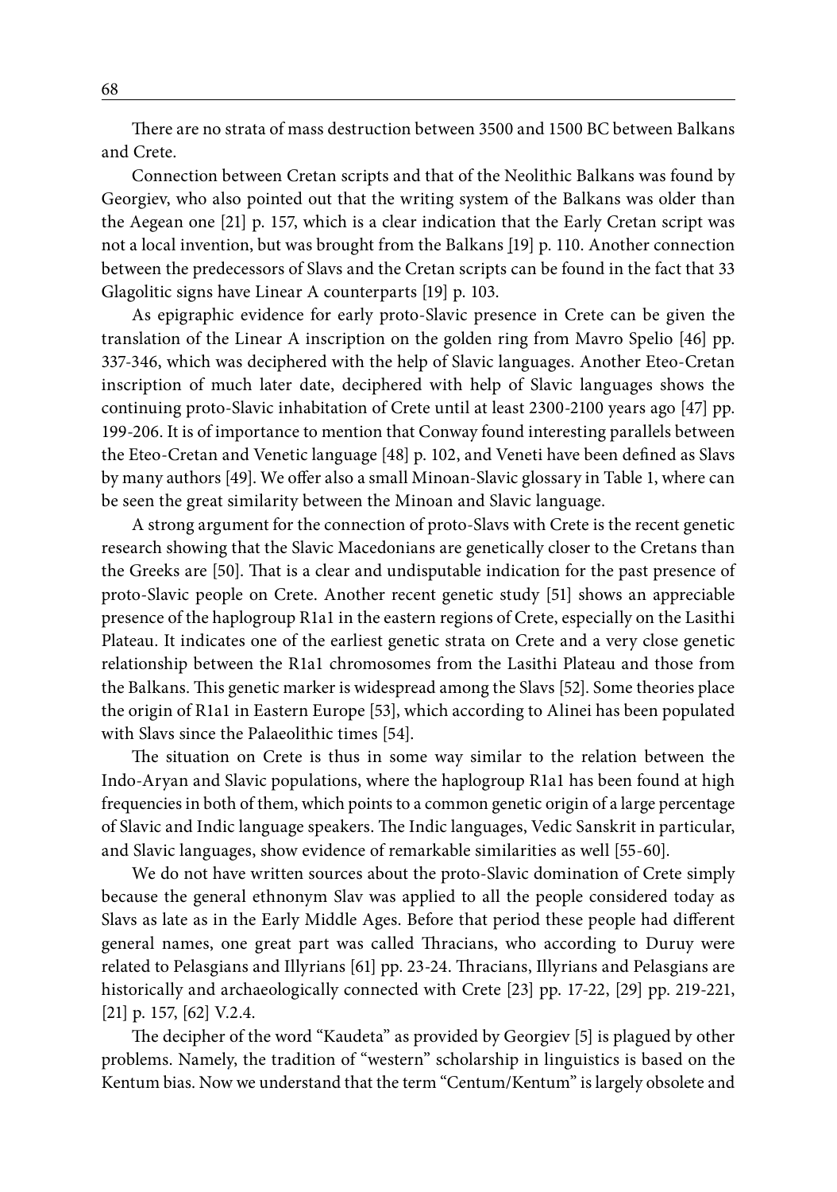There are no strata of mass destruction between 3500 and 1500 BC between Balkans and Crete.

Connection between Cretan scripts and that of the Neolithic Balkans was found by Georgiev, who also pointed out that the writing system of the Balkans was older than the Aegean one [21] p. 157, which is a clear indication that the Early Cretan script was not a local invention, but was brought from the Balkans [19] p. 110. Another connection between the predecessors of Slavs and the Cretan scripts can be found in the fact that 33 Glagolitic signs have Linear A counterparts [19] p. 103.

As epigraphic evidence for early proto-Slavic presence in Crete can be given the translation of the Linear A inscription on the golden ring from Mavro Spelio [46] pp. 337-346, which was deciphered with the help of Slavic languages. Another Eteo-Cretan inscription of much later date, deciphered with help of Slavic languages shows the continuing proto-Slavic inhabitation of Crete until at least 2300-2100 years ago [47] pp. 199-206. It is of importance to mention that Conway found interesting parallels between the Eteo-Cretan and Venetic language [48] p. 102, and Veneti have been defined as Slavs by many authors [49]. We offer also a small Minoan-Slavic glossary in Table 1, where can be seen the great similarity between the Minoan and Slavic language.

A strong argument for the connection of proto-Slavs with Crete is the recent genetic research showing that the Slavic Macedonians are genetically closer to the Cretans than the Greeks are [50]. That is a clear and undisputable indication for the past presence of proto-Slavic people on Crete. Another recent genetic study [51] shows an appreciable presence of the haplogroup R1a1 in the eastern regions of Crete, especially on the Lasithi Plateau. It indicates one of the earliest genetic strata on Crete and a very close genetic relationship between the R1a1 chromosomes from the Lasithi Plateau and those from the Balkans. This genetic marker is widespread among the Slavs [52]. Some theories place the origin of R1a1 in Eastern Europe [53], which according to Alinei has been populated with Slavs since the Palaeolithic times [54].

The situation on Crete is thus in some way similar to the relation between the Indo-Aryan and Slavic populations, where the haplogroup R1a1 has been found at high frequencies in both of them, which points to a common genetic origin of a large percentage of Slavic and Indic language speakers. The Indic languages, Vedic Sanskrit in particular, and Slavic languages, show evidence of remarkable similarities as well [55-60].

We do not have written sources about the proto-Slavic domination of Crete simply because the general ethnonym Slav was applied to all the people considered today as Slavs as late as in the Early Middle Ages. Before that period these people had different general names, one great part was called Thracians, who according to Duruy were related to Pelasgians and Illyrians [61] pp. 23-24. Thracians, Illyrians and Pelasgians are historically and archaeologically connected with Crete [23] pp. 17-22, [29] pp. 219-221, [21] p. 157, [62] V.2.4.

The decipher of the word "Kaudeta" as provided by Georgiev [5] is plagued by other problems. Namely, the tradition of "western" scholarship in linguistics is based on the Kentum bias. Now we understand that the term "Centum/Kentum" is largely obsolete and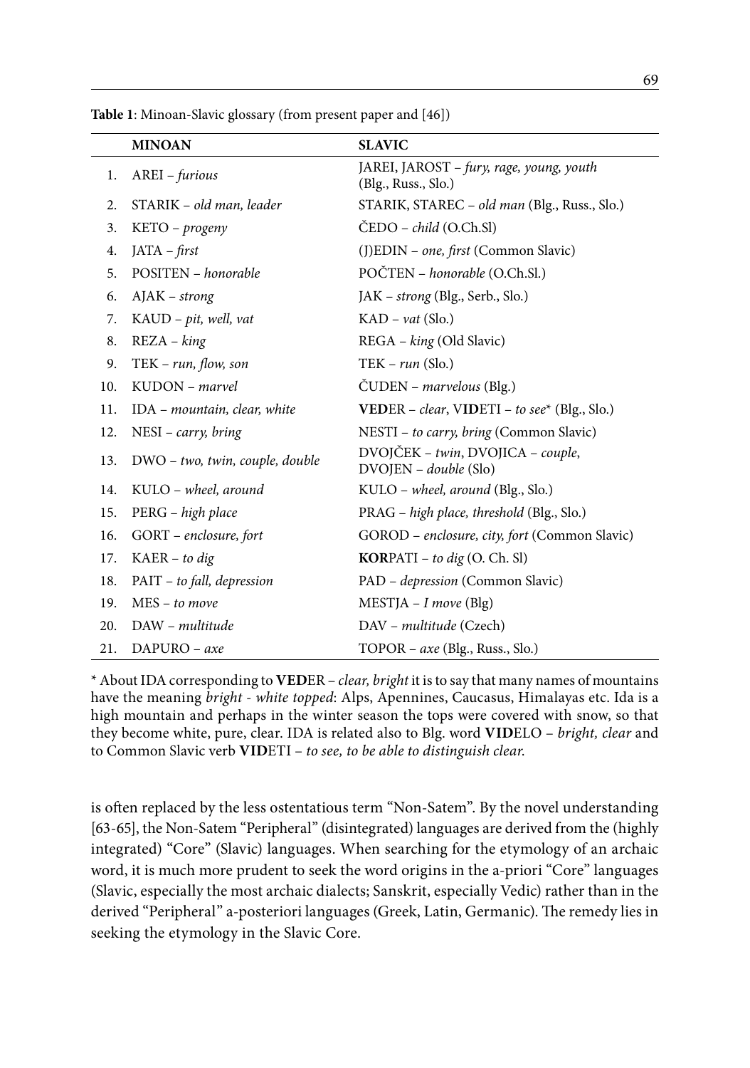**Table 1**: Minoan-Slavic glossary (from present paper and [46])

| | MINOAN | SLAVIC |
|---|---|---|
| 1. | AREI – *furious* | JAREI, JAROST – *fury, rage, young, youth* (Blg., Russ., Slo.) |
| 2. | STARIK – *old man, leader* | STARIK, STAREC – *old man* (Blg., Russ., Slo.) |
| 3. | KETO – *progeny* | ČEDO – *child* (O.Ch.Sl) |
| 4. | JATA – *first* | (J)EDIN – *one, first* (Common Slavic) |
| 5. | POSITEN – *honorable* | POČTEN – *honorable* (O.Ch.Sl.) |
| 6. | AJAK – *strong* | JAK – *strong* (Blg., Serb., Slo.) |
| 7. | KAUD – *pit, well, vat* | KAD – *vat* (Slo.) |
| 8. | REZA – *king* | REGA – *king* (Old Slavic) |
| 9. | TEK – *run, flow, son* | TEK – *run* (Slo.) |
| 10. | KUDON – *marvel* | ČUDEN – *marvelous* (Blg.) |
| 11. | IDA – *mountain, clear, white* | **VED**ER – *clear*, V**ID**ETI – *to see** (Blg., Slo.) |
| 12. | NESI – *carry, bring* | NESTI – *to carry, bring* (Common Slavic) |
| 13. | DWO – *two, twin, couple, double* | DVOJČEK – *twin*, DVOJICA – *couple*, DVOJEN – *double* (Slo) |
| 14. | KULO – *wheel, around* | KULO – *wheel, around* (Blg., Slo.) |
| 15. | PERG – *high place* | PRAG – *high place, threshold* (Blg., Slo.) |
| 16. | GORT – *enclosure, fort* | GOROD – *enclosure, city, fort* (Common Slavic) |
| 17. | KAER – *to dig* | **KOR**PATI – *to dig* (O. Ch. Sl) |
| 18. | PAIT – *to fall, depression* | PAD – *depression* (Common Slavic) |
| 19. | MES – *to move* | MESTJA – *I move* (Blg) |
| 20. | DAW – *multitude* | DAV – *multitude* (Czech) |
| 21. | DAPURO – *axe* | TOPOR – *axe* (Blg., Russ., Slo.) |

* About IDA corresponding to **VED**ER – *clear, bright* it is to say that many names of mountains have the meaning *bright - white topped*: Alps, Apennines, Caucasus, Himalayas etc. Ida is a high mountain and perhaps in the winter season the tops were covered with snow, so that they become white, pure, clear. IDA is related also to Blg. word **VID**ELO – *bright, clear* and to Common Slavic verb **VID**ETI – *to see, to be able to distinguish clear.*

is often replaced by the less ostentatious term "Non-Satem". By the novel understanding [63-65], the Non-Satem "Peripheral" (disintegrated) languages are derived from the (highly integrated) "Core" (Slavic) languages. When searching for the etymology of an archaic word, it is much more prudent to seek the word origins in the a-priori "Core" languages (Slavic, especially the most archaic dialects; Sanskrit, especially Vedic) rather than in the derived "Peripheral" a-posteriori languages (Greek, Latin, Germanic). The remedy lies in seeking the etymology in the Slavic Core.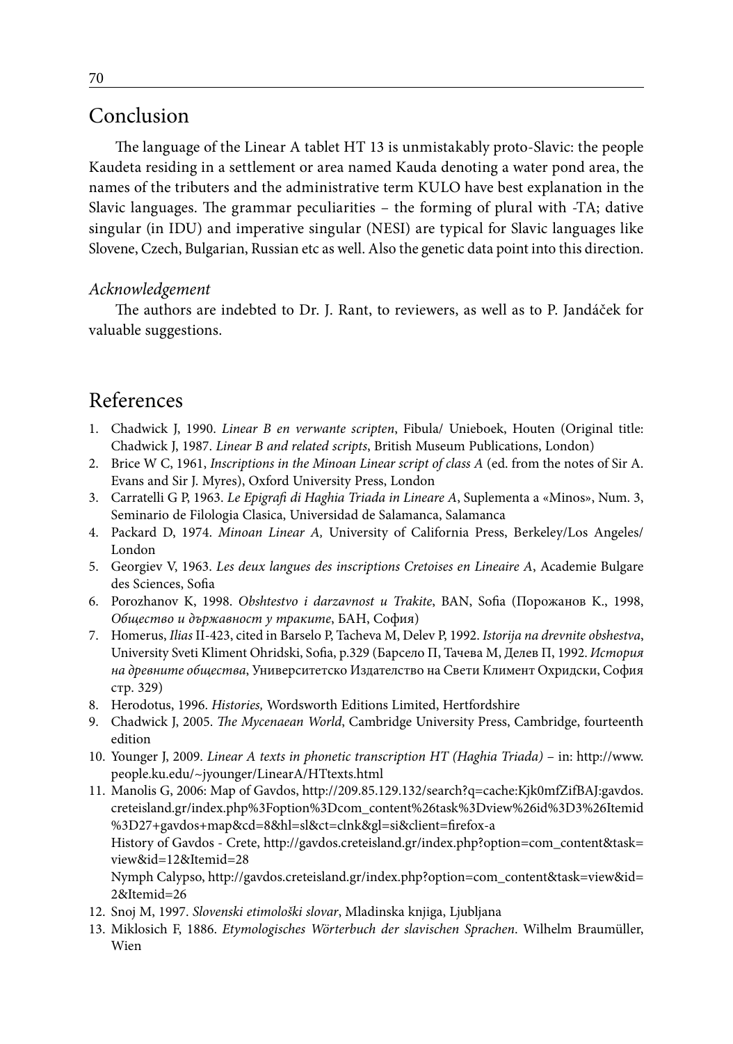## Conclusion

The language of the Linear A tablet HT 13 is unmistakably proto-Slavic: the people Kaudeta residing in a settlement or area named Kauda denoting a water pond area, the names of the tributers and the administrative term KULO have best explanation in the Slavic languages. The grammar peculiarities – the forming of plural with -TA; dative singular (in IDU) and imperative singular (NESI) are typical for Slavic languages like Slovene, Czech, Bulgarian, Russian etc as well. Also the genetic data point into this direction.

### *Acknowledgement*

The authors are indebted to Dr. J. Rant, to reviewers, as well as to P. Jandáček for valuable suggestions.

## References

1. Chadwick J, 1990. *Linear B en verwante scripten*, Fibula/ Unieboek, Houten (Original title: Chadwick J, 1987. *Linear B and related scripts*, British Museum Publications, London)
2. Brice W C, 1961, *Inscriptions in the Minoan Linear script of class A* (ed. from the notes of Sir A. Evans and Sir J. Myres), Oxford University Press, London
3. Carratelli G P, 1963. *Le Epigrafi di Haghia Triada in Lineare A*, Suplementa a «Minos», Num. 3, Seminario de Filologia Clasica, Universidad de Salamanca, Salamanca
4. Packard D, 1974. *Minoan Linear A,* University of California Press, Berkeley/Los Angeles/ London
5. Georgiev V, 1963. *Les deux langues des inscriptions Cretoises en Lineaire A*, Academie Bulgare des Sciences, Sofia
6. Porozhanov K, 1998. *Obshtestvo i darzavnost u Trakite*, BAN, Sofia (Порожанов К., 1998, *Общество и държавност у траките*, БАН, София)
7. Homerus, *Ilias* II-423, cited in Barselo P, Tacheva M, Delev P, 1992. *Istorija na drevnite obshestva*, University Sveti Kliment Ohridski, Sofia, p.329 (Барсело П, Тачева М, Делев П, 1992. *История на древните общества*, Университетско Издателство на Свети Климент Охридски, София стр. 329)
8. Herodotus, 1996. *Histories,* Wordsworth Editions Limited, Hertfordshire
9. Chadwick J, 2005. *The Mycenaean World*, Cambridge University Press, Cambridge, fourteenth edition
10. Younger J, 2009. *Linear A texts in phonetic transcription HT (Haghia Triada)* – in: http://www.people.ku.edu/~jyounger/LinearA/HTtexts.html
11. Manolis G, 2006: Map of Gavdos, http://209.85.129.132/search?q=cache:Kjk0mfZifBAJ:gavdos.creteisland.gr/index.php%3Foption%3Dcom_content%26task%3Dview%26id%3D3%26Itemid%3D27+gavdos+map&cd=8&hl=sl&ct=clnk&gl=si&client=firefox-a
    History of Gavdos - Crete, http://gavdos.creteisland.gr/index.php?option=com_content&task=view&id=12&Itemid=28
    Nymph Calypso, http://gavdos.creteisland.gr/index.php?option=com_content&task=view&id=2&Itemid=26
12. Snoj M, 1997. *Slovenski etimološki slovar*, Mladinska knjiga, Ljubljana
13. Miklosich F, 1886. *Etymologisches Wörterbuch der slavischen Sprachen*. Wilhelm Braumüller, Wien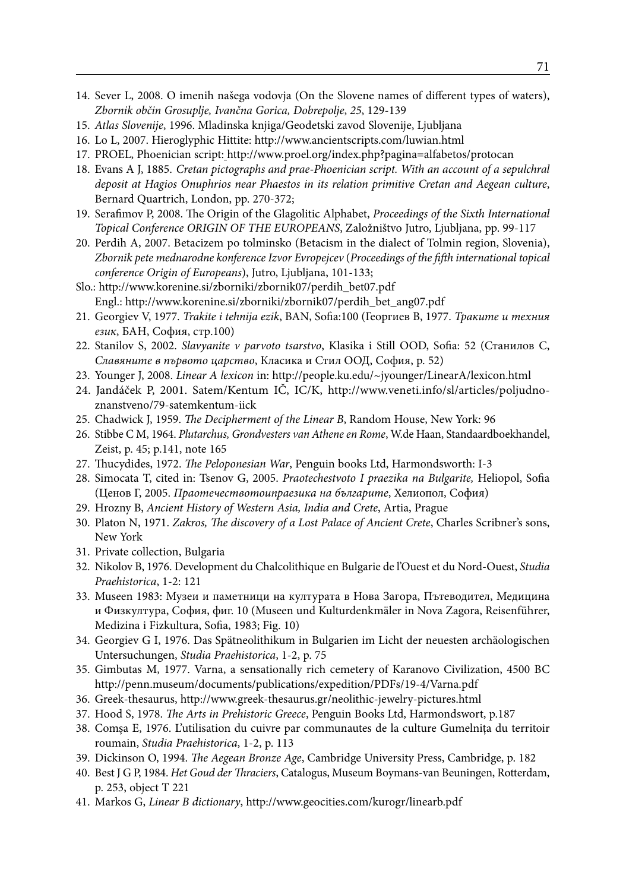14. Sever L, 2008. O imenih našega vodovja (On the Slovene names of different types of waters), *Zbornik občin Grosuplje, Ivančna Gorica, Dobrepolje*, *25*, 129-139
15. *Atlas Slovenije*, 1996. Mladinska knjiga/Geodetski zavod Slovenije, Ljubljana
16. Lo L, 2007. Hieroglyphic Hittite: http://www.ancientscripts.com/luwian.html
17. PROEL, Phoenician script: http://www.proel.org/index.php?pagina=alfabetos/protocan
18. Evans A J, 1885. *Cretan pictographs and prae-Phoenician script. With an account of a sepulchral deposit at Hagios Onuphrios near Phaestos in its relation primitive Cretan and Aegean culture*, Bernard Quartrich, London, pp. 270-372;
19. Serafimov P, 2008. The Origin of the Glagolitic Alphabet, *Proceedings of the Sixth International Topical Conference ORIGIN OF THE EUROPEANS*, Založništvo Jutro, Ljubljana, pp. 99-117
20. Perdih A, 2007. Betacizem po tolminsko (Betacism in the dialect of Tolmin region, Slovenia), *Zbornik pete mednarodne konference Izvor Evropejcev* (*Proceedings of the fifth international topical conference Origin of Europeans*), Jutro, Ljubljana, 101-133;

Slo.: http://www.korenine.si/zborniki/zbornik07/perdih_bet07.pdf
Engl.: http://www.korenine.si/zborniki/zbornik07/perdih_bet_ang07.pdf

21. Georgiev V, 1977. *Trakite i tehnija ezik*, BAN, Sofia:100 (Георгиев В, 1977. *Траките и техния език*, БАН, София, стр.100)
22. Stanilov S, 2002. *Slavyanite v parvoto tsarstvo*, Klasika i Still OOD, Sofia: 52 (Станилов С, *Славяните в първото царство*, Класика и Стил ООД, София, p. 52)
23. Younger J, 2008. *Linear A lexicon* in: http://people.ku.edu/~jyounger/LinearA/lexicon.html
24. Jandáček P, 2001. Satem/Kentum IČ, IC/K, http://www.veneti.info/sl/articles/poljudno-znanstveno/79-satemkentum-iick
25. Chadwick J, 1959. *The Decipherment of the Linear B*, Random House, New York: 96
26. Stibbe C M, 1964. *Plutarchus, Grondvesters van Athene en Rome*, W.de Haan, Standaardboekhandel, Zeist, p. 45; p.141, note 165
27. Thucydides, 1972. *The Peloponesian War*, Penguin books Ltd, Harmondsworth: I-3
28. Simocata T, cited in: Tsenov G, 2005. *Praotechestvoto I praezika na Bulgarite,* Heliopol, Sofia (Ценов Г, 2005. *Праотечествотоипраезика на българите*, Хелиопол, София)
29. Hrozny B, *Ancient History of Western Asia, India and Crete*, Artia, Prague
30. Platon N, 1971. *Zakros, The discovery of a Lost Palace of Ancient Crete*, Charles Scribner's sons, New York
31. Private collection, Bulgaria
32. Nikolov B, 1976. Development du Chalcolithique en Bulgarie de l'Ouest et du Nord-Ouest, *Studia Praehistorica*, 1-2: 121
33. Museen 1983: Музеи и паметници на културата в Нова Загора, Пътеводител, Медицина и Физкултура, София, фиг. 10 (Museen und Kulturdenkmäler in Nova Zagora, Reisenführer, Medizina i Fizkultura, Sofia, 1983; Fig. 10)
34. Georgiev G I, 1976. Das Spätneolithikum in Bulgarien im Licht der neuesten archäologischen Untersuchungen, *Studia Praehistorica*, 1-2, p. 75
35. Gimbutas M, 1977. Varna, a sensationally rich cemetery of Karanovo Civilization, 4500 BC http://penn.museum/documents/publications/expedition/PDFs/19-4/Varna.pdf
36. Greek-thesaurus, http://www.greek-thesaurus.gr/neolithic-jewelry-pictures.html
37. Hood S, 1978. *The Arts in Prehistoric Greece*, Penguin Books Ltd, Harmondswort, p.187
38. Comşa E, 1976. L'utilisation du cuivre par communautes de la culture Gumelniţa du territoir roumain, *Studia Praehistorica*, 1-2, p. 113
39. Dickinson O, 1994. *The Aegean Bronze Age*, Cambridge University Press, Cambridge, p. 182
40. Best J G P, 1984. *Het Goud der Thraciers*, Catalogus, Museum Boymans-van Beuningen, Rotterdam, p. 253, object T 221
41. Markos G, *Linear B dictionary*, http://www.geocities.com/kurogr/linearb.pdf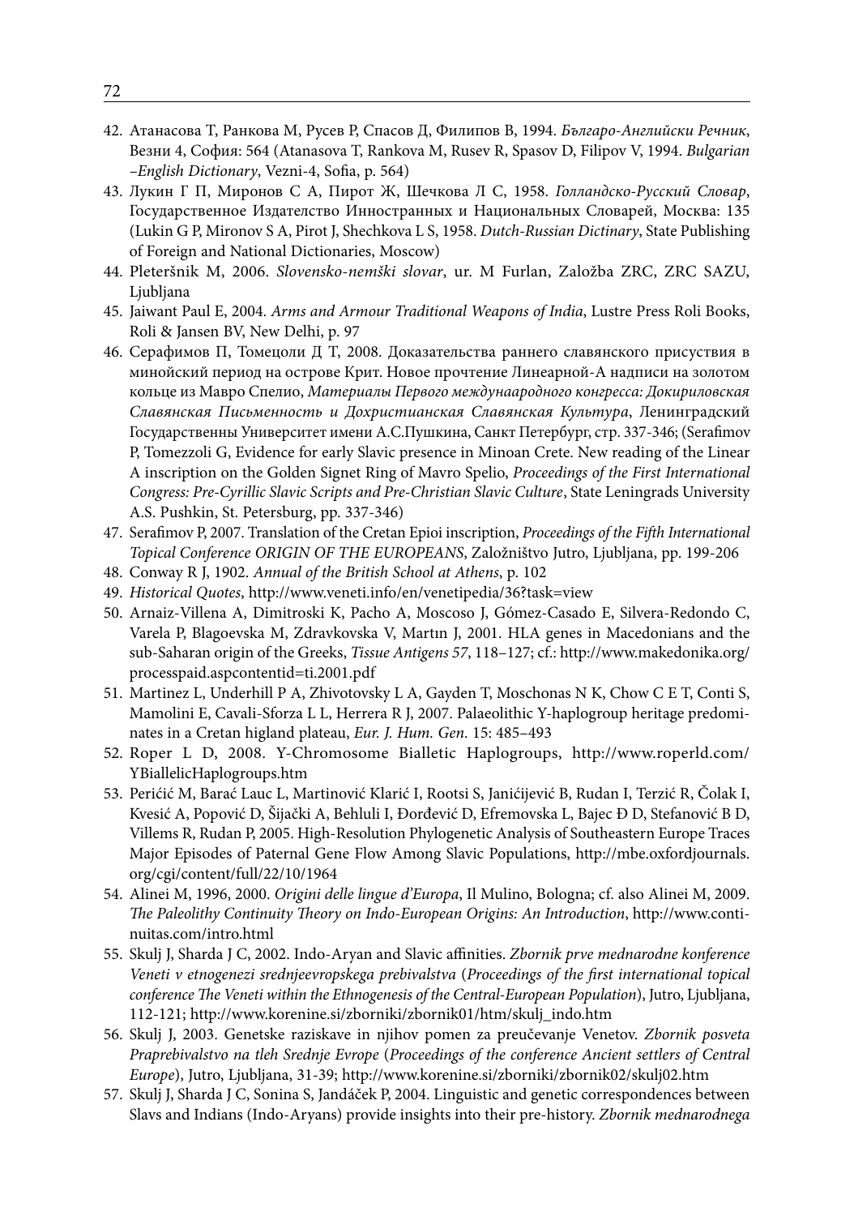42. Атанасова Т, Ранкова М, Русев Р, Спасов Д, Филипов В, 1994. *Българо-Английски Речник*, Везни 4, София: 564 (Atanasova T, Rankova M, Rusev R, Spasov D, Filipov V, 1994. *Bulgarian –English Dictionary*, Vezni-4, Sofia, p. 564)
43. Лукин Г П, Миронов С А, Пирот Ж, Шечкова Л С, 1958. *Голландско-Русский Словар*, Государственное Издателство Инностранных и Национальных Словарей, Москва: 135 (Lukin G P, Mironov S A, Pirot J, Shechkova L S, 1958. *Dutch-Russian Dictinary*, State Publishing of Foreign and National Dictionaries, Moscow)
44. Pleteršnik M, 2006. *Slovensko-nemški slovar*, ur. M Furlan, Založba ZRC, ZRC SAZU, Ljubljana
45. Jaiwant Paul E, 2004. *Arms and Armour Traditional Weapons of India*, Lustre Press Roli Books, Roli & Jansen BV, New Delhi, p. 97
46. Серафимов П, Томецоли Д Т, 2008. Доказательства раннего славянского присуствия в минойский период на острове Крит. Новое прочтение Линеарной-А надписи на золотом кольце из Мавро Спелио, *Материалы Первого международного конгресса: Докириловская Славянская Письменность и Дохристианская Славянская Культура*, Ленинградский Государственны Университет имени А.С.Пушкина, Санкт Петербург, стр. 337-346; (Serafimov P, Tomezzoli G, Evidence for early Slavic presence in Minoan Crete. New reading of the Linear A inscription on the Golden Signet Ring of Mavro Spelio, *Proceedings of the First International Congress: Pre-Cyrillic Slavic Scripts and Pre-Christian Slavic Culture*, State Leningrads University A.S. Pushkin, St. Petersburg, pp. 337-346)
47. Serafimov P, 2007. Translation of the Cretan Epioi inscription, *Proceedings of the Fifth International Topical Conference ORIGIN OF THE EUROPEANS*, Založništvo Jutro, Ljubljana, pp. 199-206
48. Conway R J, 1902. *Annual of the British School at Athens*, p. 102
49. *Historical Quotes*, http://www.veneti.info/en/venetipedia/36?task=view
50. Arnaiz-Villena A, Dimitroski K, Pacho A, Moscoso J, Gómez-Casado E, Silvera-Redondo C, Varela P, Blagoevska M, Zdravkovska V, Martın J, 2001. HLA genes in Macedonians and the sub-Saharan origin of the Greeks, *Tissue Antigens 57*, 118–127; cf.: http://www.makedonika.org/processpaid.aspcontentid=ti.2001.pdf
51. Martinez L, Underhill P A, Zhivotovsky L A, Gayden T, Moschonas N K, Chow C E T, Conti S, Mamolini E, Cavali-Sforza L L, Herrera R J, 2007. Palaeolithic Y-haplogroup heritage predominates in a Cretan higland plateau, *Eur. J. Hum. Gen.* 15: 485–493
52. Roper L D, 2008. Y-Chromosome Bialletic Haplogroups, http://www.roperld.com/YBiallelicHaplogroups.htm
53. Perićić M, Barać Lauc L, Martinović Klarić I, Rootsi S, Janićijević B, Rudan I, Terzić R, Čolak I, Kvesić A, Popović D, Šijački A, Behluli I, Đorđević D, Efremovska L, Bajec Đ D, Stefanović B D, Villems R, Rudan P, 2005. High-Resolution Phylogenetic Analysis of Southeastern Europe Traces Major Episodes of Paternal Gene Flow Among Slavic Populations, http://mbe.oxfordjournals.org/cgi/content/full/22/10/1964
54. Alinei M, 1996, 2000. *Origini delle lingue d'Europa*, Il Mulino, Bologna; cf. also Alinei M, 2009. *The Paleolithy Continuity Theory on Indo-European Origins: An Introduction*, http://www.continuitas.com/intro.html
55. Skulj J, Sharda J C, 2002. Indo-Aryan and Slavic affinities. *Zbornik prve mednarodne konference Veneti v etnogenezi srednjeevropskega prebivalstva* (*Proceedings of the first international topical conference The Veneti within the Ethnogenesis of the Central-European Population*), Jutro, Ljubljana, 112-121; http://www.korenine.si/zborniki/zbornik01/htm/skulj_indo.htm
56. Skulj J, 2003. Genetske raziskave in njihov pomen za preučevanje Venetov. *Zbornik posveta Praprebivalstvo na tleh Srednje Evrope* (*Proceedings of the conference Ancient settlers of Central Europe*), Jutro, Ljubljana, 31-39; http://www.korenine.si/zborniki/zbornik02/skulj02.htm
57. Skulj J, Sharda J C, Sonina S, Jandáček P, 2004. Linguistic and genetic correspondences between Slavs and Indians (Indo-Aryans) provide insights into their pre-history. *Zbornik mednarodnega*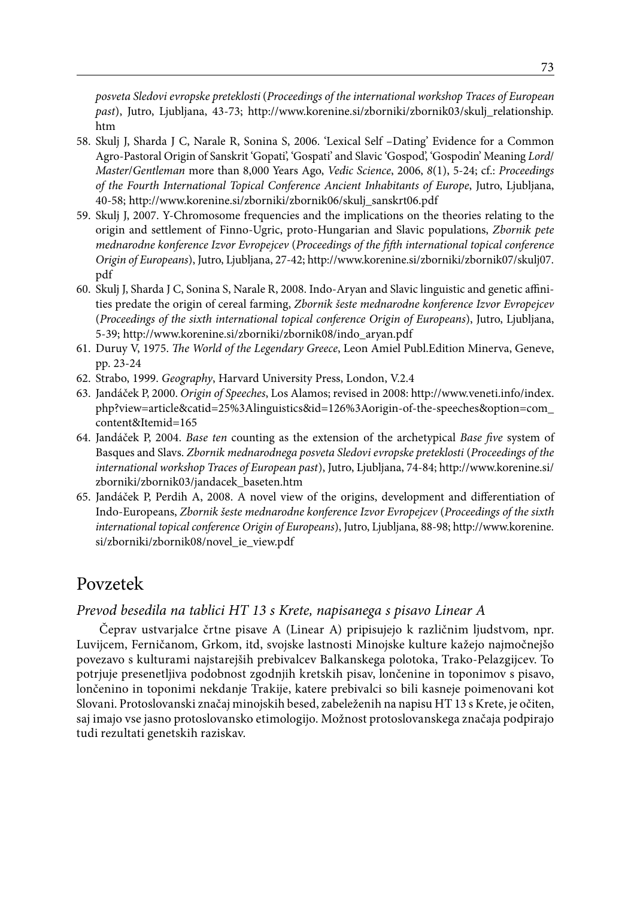*posveta Sledovi evropske preteklosti* (*Proceedings of the international workshop Traces of European past*), Jutro, Ljubljana, 43-73; http://www.korenine.si/zborniki/zbornik03/skulj_relationship.htm

58. Skulj J, Sharda J C, Narale R, Sonina S, 2006. 'Lexical Self –Dating' Evidence for a Common Agro-Pastoral Origin of Sanskrit 'Gopati', 'Gospati' and Slavic 'Gospod', 'Gospodin' Meaning *Lord/Master/Gentleman* more than 8,000 Years Ago, *Vedic Science*, 2006, *8*(1), 5-24; cf.: *Proceedings of the Fourth International Topical Conference Ancient Inhabitants of Europe*, Jutro, Ljubljana, 40-58; http://www.korenine.si/zborniki/zbornik06/skulj_sanskrt06.pdf
59. Skulj J, 2007. Y-Chromosome frequencies and the implications on the theories relating to the origin and settlement of Finno-Ugric, proto-Hungarian and Slavic populations, *Zbornik pete mednarodne konference Izvor Evropejcev* (*Proceedings of the fifth international topical conference Origin of Europeans*), Jutro, Ljubljana, 27-42; http://www.korenine.si/zborniki/zbornik07/skulj07.pdf
60. Skulj J, Sharda J C, Sonina S, Narale R, 2008. Indo-Aryan and Slavic linguistic and genetic affinities predate the origin of cereal farming, *Zbornik šeste mednarodne konference Izvor Evropejcev* (*Proceedings of the sixth international topical conference Origin of Europeans*), Jutro, Ljubljana, 5-39; http://www.korenine.si/zborniki/zbornik08/indo_aryan.pdf
61. Duruy V, 1975. *The World of the Legendary Greece*, Leon Amiel Publ.Edition Minerva, Geneve, pp. 23-24
62. Strabo, 1999. *Geography*, Harvard University Press, London, V.2.4
63. Jandáček P, 2000. *Origin of Speeches*, Los Alamos; revised in 2008: http://www.veneti.info/index.php?view=article&catid=25%3Alinguistics&id=126%3Aorigin-of-the-speeches&option=com_content&Itemid=165
64. Jandáček P, 2004. *Base ten* counting as the extension of the archetypical *Base five* system of Basques and Slavs. *Zbornik mednarodnega posveta Sledovi evropske preteklosti* (*Proceedings of the international workshop Traces of European past*), Jutro, Ljubljana, 74-84; http://www.korenine.si/zborniki/zbornik03/jandacek_baseten.htm
65. Jandáček P, Perdih A, 2008. A novel view of the origins, development and differentiation of Indo-Europeans, *Zbornik šeste mednarodne konference Izvor Evropejcev* (*Proceedings of the sixth international topical conference Origin of Europeans*), Jutro, Ljubljana, 88-98; http://www.korenine.si/zborniki/zbornik08/novel_ie_view.pdf

# Povzetek

### *Prevod besedila na tablici HT 13 s Krete, napisanega s pisavo Linear A*

Čeprav ustvarjalce črtne pisave A (Linear A) pripisujejo k različnim ljudstvom, npr. Luvijcem, Ferničanom, Grkom, itd, svojske lastnosti Minojske kulture kažejo najmočnejšo povezavo s kulturami najstarejših prebivalcev Balkanskega polotoka, Trako-Pelazgijcev. To potrjuje presenetljiva podobnost zgodnjih kretskih pisav, lončenine in toponimov s pisavo, lončenino in toponimi nekdanje Trakije, katere prebivalci so bili kasneje poimenovani kot Slovani. Protoslovanski značaj minojskih besed, zabeleženih na napisu HT 13 s Krete, je očiten, saj imajo vse jasno protoslovansko etimologijo. Možnost protoslovanskega značaja podpirajo tudi rezultati genetskih raziskav.